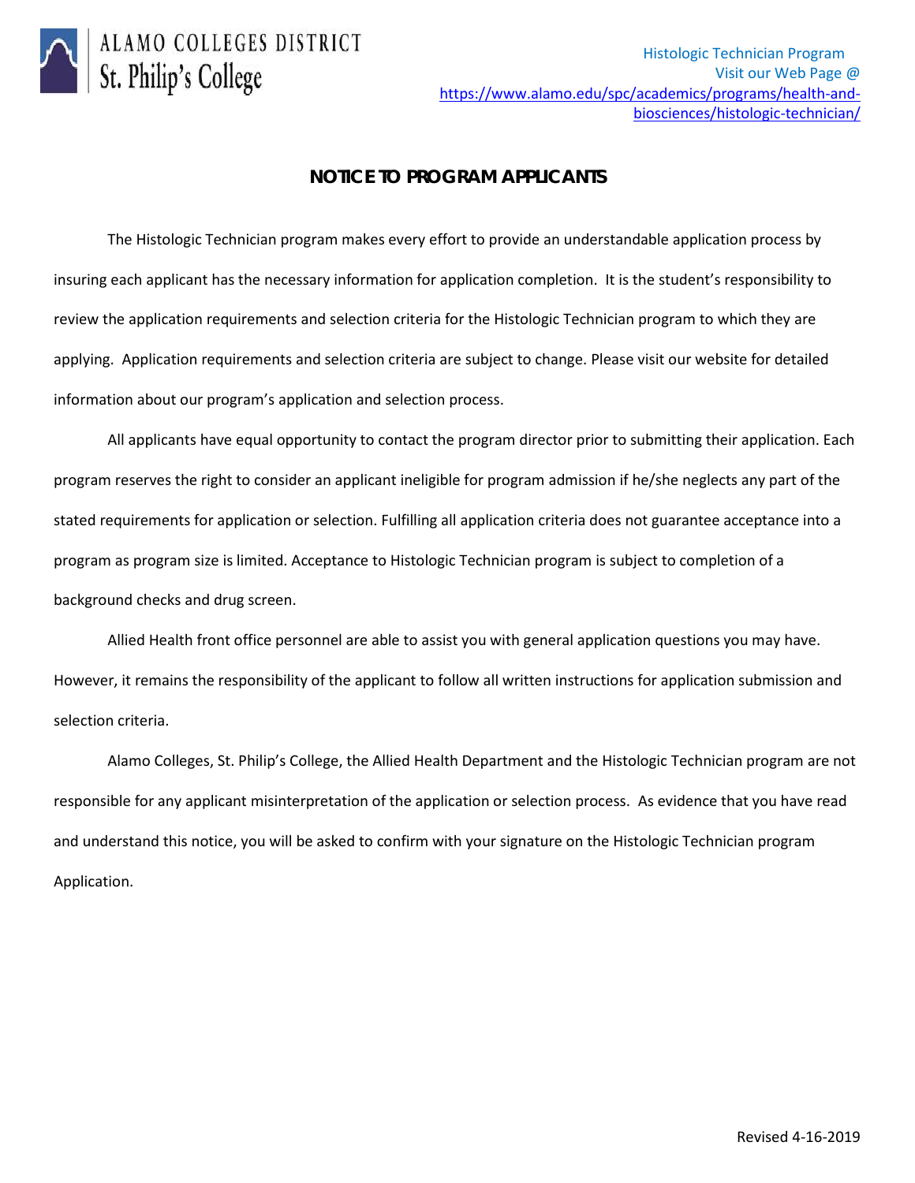ALAMO COLLEGES DISTRICT
St. Philip's College

Histologic Technician Program
Visit our Web Page @
[https://www.alamo.edu/spc/academics/programs/health-and-biosciences/histologic-technician/](https://www.alamo.edu/spc/academics/programs/health-and-biosciences/histologic-technician/)

## NOTICE TO PROGRAM APPLICANTS

The Histologic Technician program makes every effort to provide an understandable application process by insuring each applicant has the necessary information for application completion. It is the student's responsibility to review the application requirements and selection criteria for the Histologic Technician program to which they are applying. Application requirements and selection criteria are subject to change. Please visit our website for detailed information about our program's application and selection process.

All applicants have equal opportunity to contact the program director prior to submitting their application. Each program reserves the right to consider an applicant ineligible for program admission if he/she neglects any part of the stated requirements for application or selection. Fulfilling all application criteria does not guarantee acceptance into a program as program size is limited. Acceptance to Histologic Technician program is subject to completion of a background checks and drug screen.

Allied Health front office personnel are able to assist you with general application questions you may have. However, it remains the responsibility of the applicant to follow all written instructions for application submission and selection criteria.

Alamo Colleges, St. Philip's College, the Allied Health Department and the Histologic Technician program are not responsible for any applicant misinterpretation of the application or selection process. As evidence that you have read and understand this notice, you will be asked to confirm with your signature on the Histologic Technician program Application.

Revised 4-16-2019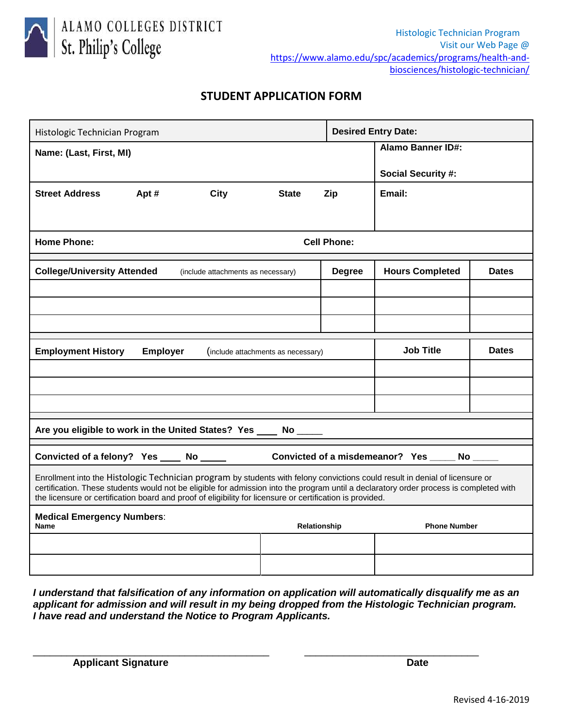ALAMO COLLEGES DISTRICT
St. Philip's College

Histologic Technician Program
Visit our Web Page @
https://www.alamo.edu/spc/academics/programs/health-and-biosciences/histologic-technician/

## STUDENT APPLICATION FORM

| Histologic Technician Program | | | | **Desired Entry Date:** |
|---|---|---|---|---|
| **Name: (Last, First, MI)** | | | | **Alamo Banner ID#:**<br><br>**Social Security #:** |
| **Street Address** | **Apt #** | **City** | **State** **Zip** | **Email:** |
| **Home Phone:** | | | **Cell Phone:** | |

| **College/University Attended** (include attachments as necessary) | **Degree** | **Hours Completed** | **Dates** |
|---|---|---|---|
| | | | |
| | | | |
| | | | |

| **Employment History** **Employer** (include attachments as necessary) | **Job Title** | **Dates** |
|---|---|---|
| | | |
| | | |
| | | |

**Are you eligible to work in the United States? Yes ____ No _____**

**Convicted of a felony? Yes ____ No _____** **Convicted of a misdemeanor? Yes _____ No _____**

Enrollment into the Histologic Technician program by students with felony convictions could result in denial of licensure or certification. These students would not be eligible for admission into the program until a declaratory order process is completed with the licensure or certification board and proof of eligibility for licensure or certification is provided.

**Medical Emergency Numbers**:

| **Name** | **Relationship** | **Phone Number** |
|---|---|---|
| | | |
| | | |

***I understand that falsification of any information on application will automatically disqualify me as an applicant for admission and will result in my being dropped from the Histologic Technician program. I have read and understand the Notice to Program Applicants.***

_________________________________________ ______________________________

**Applicant Signature** **Date**

Revised 4-16-2019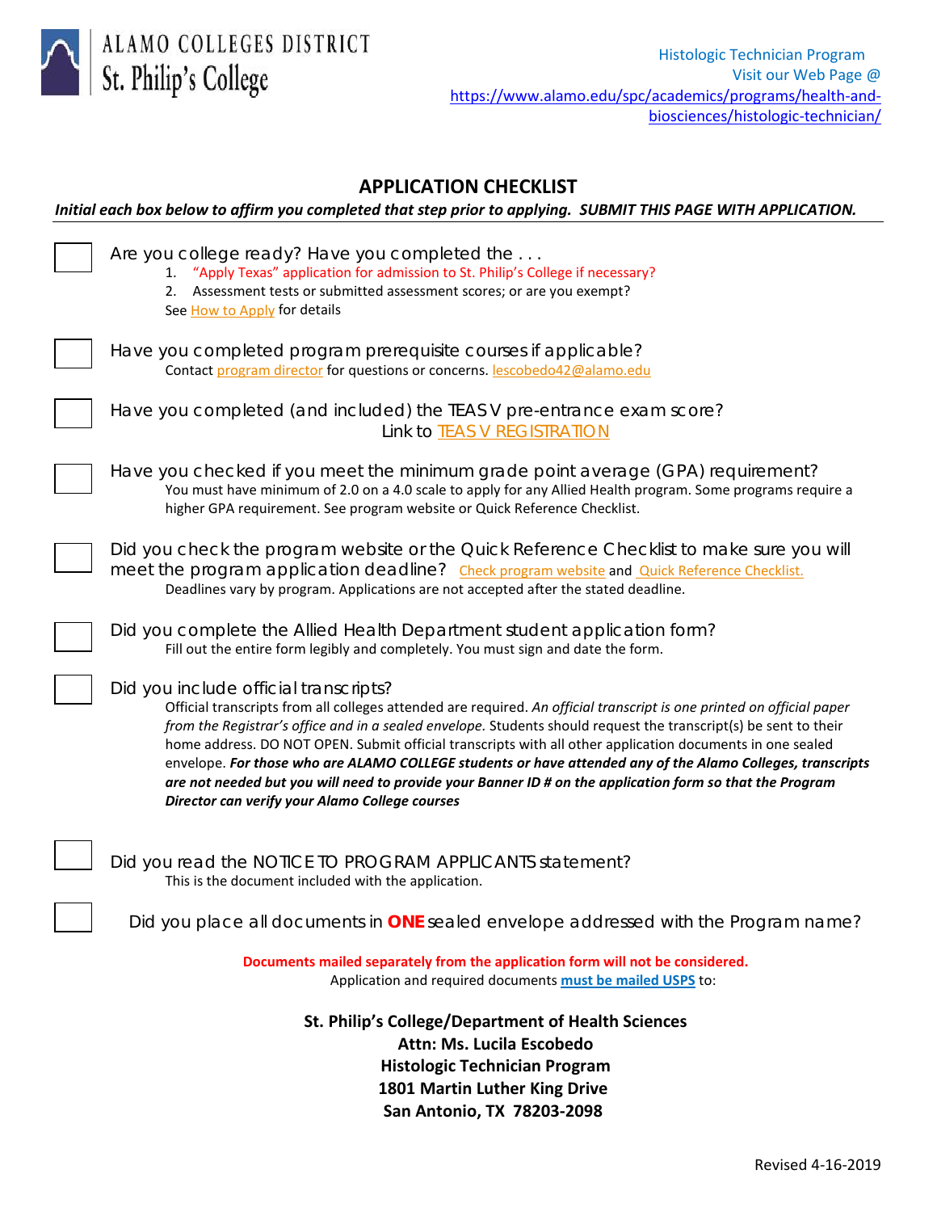ALAMO COLLEGES DISTRICT
St. Philip's College

Histologic Technician Program
Visit our Web Page @
https://www.alamo.edu/spc/academics/programs/health-and-biosciences/histologic-technician/

## APPLICATION CHECKLIST

***Initial each box below to affirm you completed that step prior to applying. SUBMIT THIS PAGE WITH APPLICATION.***

☐ Are you college ready? Have you completed the . . .

1. "Apply Texas" application for admission to St. Philip's College if necessary?
2. Assessment tests or submitted assessment scores; or are you exempt?

See How to Apply for details

☐ Have you completed program prerequisite courses if applicable?
Contact program director for questions or concerns. lescobedo42@alamo.edu

☐ Have you completed (and included) the TEAS V pre-entrance exam score?
Link to TEAS V REGISTRATION

☐ Have you checked if you meet the minimum grade point average (GPA) requirement?
You must have minimum of 2.0 on a 4.0 scale to apply for any Allied Health program. Some programs require a higher GPA requirement. See program website or Quick Reference Checklist.

☐ Did you check the program website or the Quick Reference Checklist to make sure you will meet the program application deadline? Check program website and Quick Reference Checklist.
Deadlines vary by program. Applications are not accepted after the stated deadline.

☐ Did you complete the Allied Health Department student application form?
Fill out the entire form legibly and completely. You must sign and date the form.

☐ Did you include official transcripts?
Official transcripts from all colleges attended are required. *An official transcript is one printed on official paper from the Registrar's office and in a sealed envelope.* Students should request the transcript(s) be sent to their home address. DO NOT OPEN. Submit official transcripts with all other application documents in one sealed envelope. ***For those who are ALAMO COLLEGE students or have attended any of the Alamo Colleges, transcripts are not needed but you will need to provide your Banner ID # on the application form so that the Program Director can verify your Alamo College courses***

☐ Did you read the NOTICE TO PROGRAM APPLICANTS statement?
This is the document included with the application.

☐ Did you place all documents in **ONE** sealed envelope addressed with the Program name?

**Documents mailed separately from the application form will not be considered.**
Application and required documents **must be mailed USPS** to:

**St. Philip's College/Department of Health Sciences**
**Attn: Ms. Lucila Escobedo**
**Histologic Technician Program**
**1801 Martin Luther King Drive**
**San Antonio, TX 78203-2098**

Revised 4-16-2019